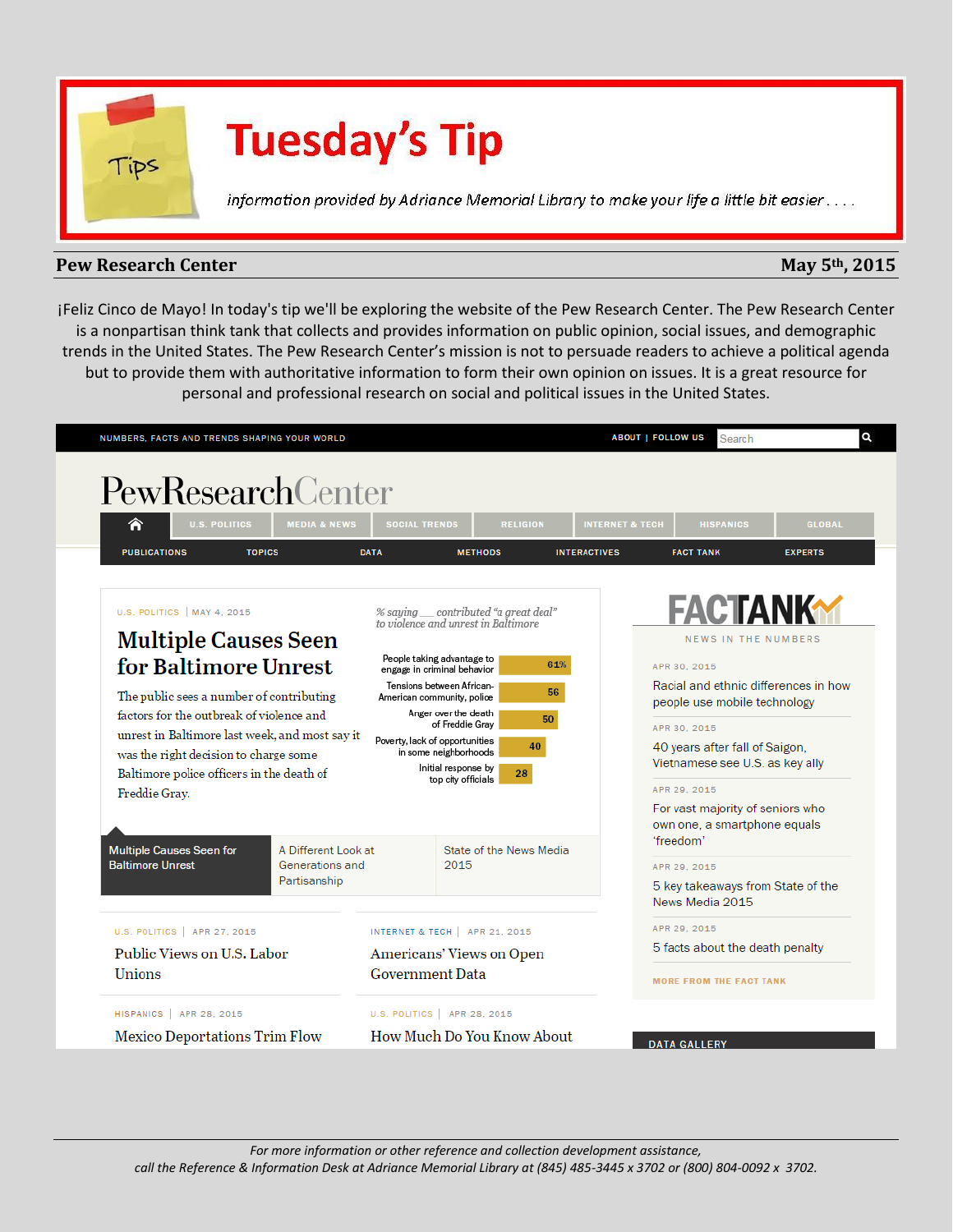# Tuesday's Tip

*information provided by Adriance Memorial Library to make your life a little bit easier . . . .*

**Pew Research Center** **May 5th, 2015**

¡Feliz Cinco de Mayo! In today's tip we'll be exploring the website of the Pew Research Center. The Pew Research Center is a nonpartisan think tank that collects and provides information on public opinion, social issues, and demographic trends in the United States. The Pew Research Center's mission is not to persuade readers to achieve a political agenda but to provide them with authoritative information to form their own opinion on issues. It is a great resource for personal and professional research on social and political issues in the United States.

NUMBERS, FACTS AND TRENDS SHAPING YOUR WORLD | ABOUT | FOLLOW US | Search

PewResearchCenter

U.S. POLITICS | MEDIA & NEWS | SOCIAL TRENDS | RELIGION | INTERNET & TECH | HISPANICS | GLOBAL

PUBLICATIONS | TOPICS | DATA | METHODS | INTERACTIVES | FACT TANK | EXPERTS

U.S. POLITICS | MAY 4, 2015

## Multiple Causes Seen for Baltimore Unrest

The public sees a number of contributing factors for the outbreak of violence and unrest in Baltimore last week, and most say it was the right decision to charge some Baltimore police officers in the death of Freddie Gray.

*% saying ___ contributed "a great deal" to violence and unrest in Baltimore*

| Factor | % |
|---|---|
| People taking advantage to engage in criminal behavior | 61% |
| Tensions between African-American community, police | 56 |
| Anger over the death of Freddie Gray | 50 |
| Poverty, lack of opportunities in some neighborhoods | 40 |
| Initial response by top city officials | 28 |

Multiple Causes Seen for Baltimore Unrest | A Different Look at Generations and Partisanship | State of the News Media 2015

U.S. POLITICS | APR 27, 2015
Public Views on U.S. Labor Unions

INTERNET & TECH | APR 21, 2015
Americans' Views on Open Government Data

HISPANICS | APR 28, 2015
Mexico Deportations Trim Flow

U.S. POLITICS | APR 28, 2015
How Much Do You Know About

**FACTANK**
NEWS IN THE NUMBERS

APR 30, 2015
Racial and ethnic differences in how people use mobile technology

APR 30, 2015
40 years after fall of Saigon, Vietnamese see U.S. as key ally

APR 29, 2015
For vast majority of seniors who own one, a smartphone equals 'freedom'

APR 29, 2015
5 key takeaways from State of the News Media 2015

APR 29, 2015
5 facts about the death penalty

MORE FROM THE FACT TANK

DATA GALLERY

*For more information or other reference and collection development assistance, call the Reference & Information Desk at Adriance Memorial Library at (845) 485-3445 x 3702 or (800) 804-0092 x 3702.*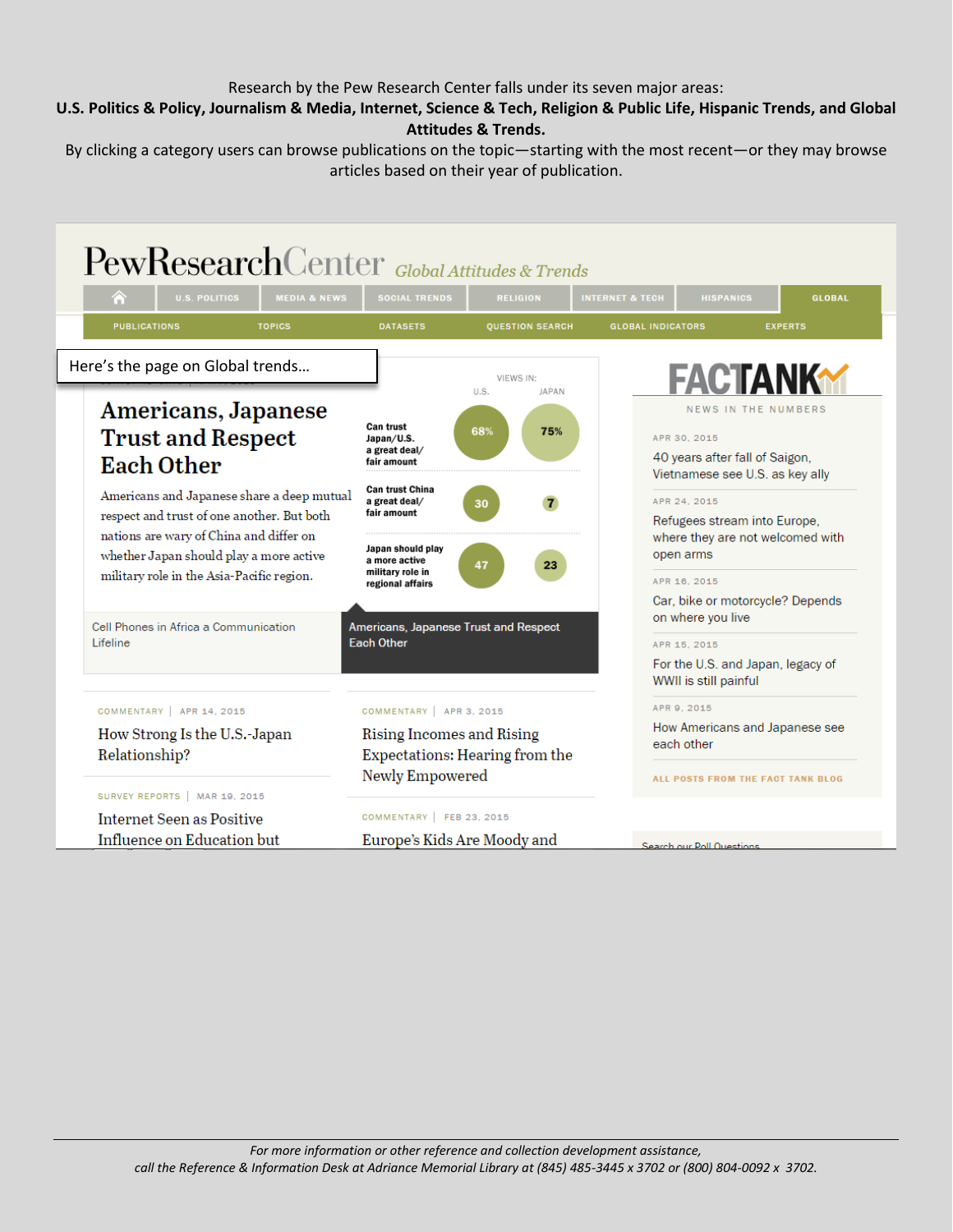Research by the Pew Research Center falls under its seven major areas:

**U.S. Politics & Policy, Journalism & Media, Internet, Science & Tech, Religion & Public Life, Hispanic Trends, and Global Attitudes & Trends.**

By clicking a category users can browse publications on the topic—starting with the most recent—or they may browse articles based on their year of publication.

Here's the page on Global trends…

PewResearchCenter *Global Attitudes & Trends*

U.S. POLITICS | MEDIA & NEWS | SOCIAL TRENDS | RELIGION | INTERNET & TECH | HISPANICS | GLOBAL

PUBLICATIONS | TOPICS | DATASETS | QUESTION SEARCH | GLOBAL INDICATORS | EXPERTS

## Americans, Japanese Trust and Respect Each Other

Americans and Japanese share a deep mutual respect and trust of one another. But both nations are wary of China and differ on whether Japan should play a more active military role in the Asia-Pacific region.

| VIEWS IN: | U.S. | JAPAN |
|---|---|---|
| Can trust Japan/U.S. a great deal/ fair amount | 68% | 75% |
| Can trust China a great deal/ fair amount | 30 | 7 |
| Japan should play a more active military role in regional affairs | 47 | 23 |

Cell Phones in Africa a Communication Lifeline

Americans, Japanese Trust and Respect Each Other

COMMENTARY | APR 14, 2015
How Strong Is the U.S.-Japan Relationship?

COMMENTARY | APR 3, 2015
Rising Incomes and Rising Expectations: Hearing from the Newly Empowered

SURVEY REPORTS | MAR 19, 2015
Internet Seen as Positive Influence on Education but

COMMENTARY | FEB 23, 2015
Europe's Kids Are Moody and

**FACTANK**

NEWS IN THE NUMBERS

APR 30, 2015
40 years after fall of Saigon, Vietnamese see U.S. as key ally

APR 24, 2015
Refugees stream into Europe, where they are not welcomed with open arms

APR 16, 2015
Car, bike or motorcycle? Depends on where you live

APR 15, 2015
For the U.S. and Japan, legacy of WWII is still painful

APR 9, 2015
How Americans and Japanese see each other

ALL POSTS FROM THE FACT TANK BLOG

Search our Poll Questions

*For more information or other reference and collection development assistance, call the Reference & Information Desk at Adriance Memorial Library at (845) 485-3445 x 3702 or (800) 804-0092 x 3702.*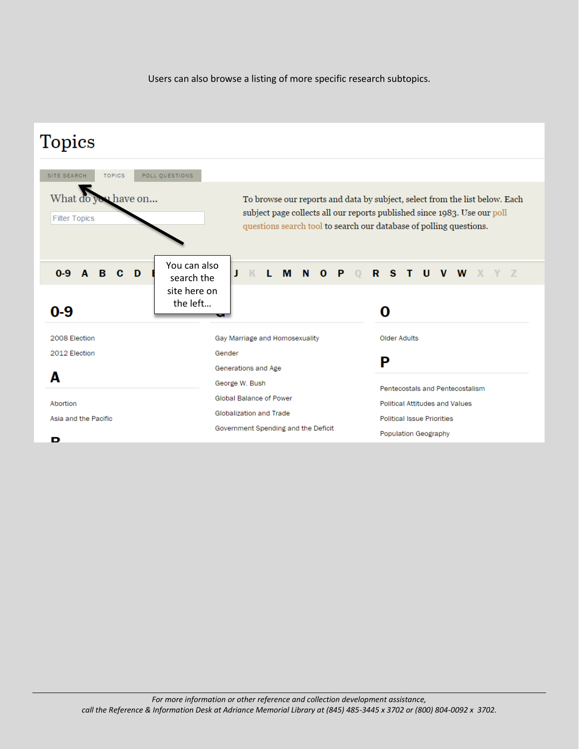Users can also browse a listing of more specific research subtopics.

# Topics

SITE SEARCH | TOPICS | POLL QUESTIONS

What do you have on...

Filter Topics

To browse our reports and data by subject, select from the list below. Each subject page collects all our reports published since 1983. Use our poll questions search tool to search our database of polling questions.

You can also search the site here on the left...

0-9 A B C D E J K L M N O P Q R S T U V W X Y Z

## 0-9

2008 Election

2012 Election

## A

Abortion

Asia and the Pacific

## G

Gay Marriage and Homosexuality

Gender

Generations and Age

George W. Bush

Global Balance of Power

Globalization and Trade

Government Spending and the Deficit

## O

Older Adults

## P

Pentecostals and Pentecostalism

Political Attitudes and Values

Political Issue Priorities

Population Geography

*For more information or other reference and collection development assistance,*
*call the Reference & Information Desk at Adriance Memorial Library at (845) 485-3445 x 3702 or (800) 804-0092 x 3702.*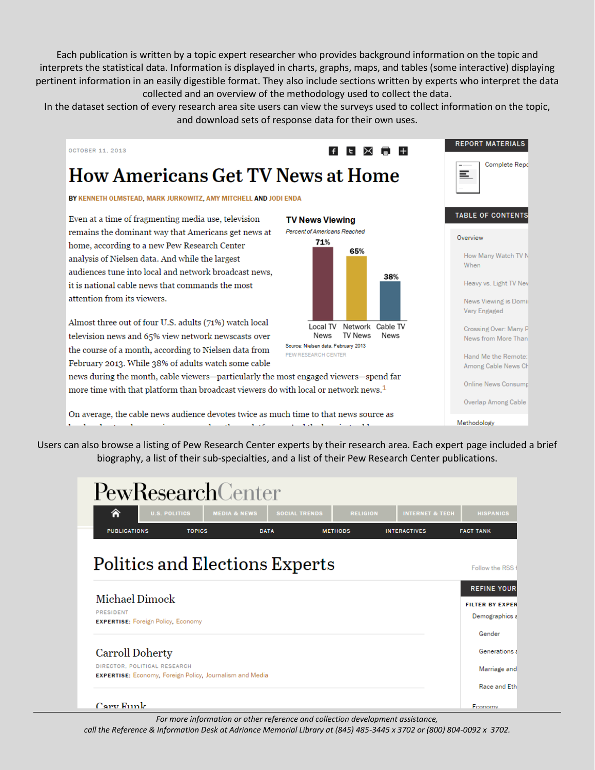Each publication is written by a topic expert researcher who provides background information on the topic and interprets the statistical data. Information is displayed in charts, graphs, maps, and tables (some interactive) displaying pertinent information in an easily digestible format. They also include sections written by experts who interpret the data collected and an overview of the methodology used to collect the data.

In the dataset section of every research area site users can view the surveys used to collect information on the topic, and download sets of response data for their own uses.

OCTOBER 11, 2013

# How Americans Get TV News at Home

BY KENNETH OLMSTEAD, MARK JURKOWITZ, AMY MITCHELL AND JODI ENDA

Even at a time of fragmenting media use, television remains the dominant way that Americans get news at home, according to a new Pew Research Center analysis of Nielsen data. And while the largest audiences tune into local and network broadcast news, it is national cable news that commands the most attention from its viewers.

**TV News Viewing**

*Percent of Americans Reached*

| Local TV News | Network TV News | Cable TV News |
|---|---|---|
| 71% | 65% | 38% |

Source: Nielsen data, February 2013

PEW RESEARCH CENTER

Almost three out of four U.S. adults (71%) watch local television news and 65% view network newscasts over the course of a month, according to Nielsen data from February 2013. While 38% of adults watch some cable news during the month, cable viewers—particularly the most engaged viewers—spend far more time with that platform than broadcast viewers do with local or network news.[1]

On average, the cable news audience devotes twice as much time to that news source as

REPORT MATERIALS

Complete Repo

TABLE OF CONTENTS

- Overview
  - How Many Watch TV N When
  - Heavy vs. Light TV New
  - News Viewing is Domi Very Engaged
  - Crossing Over: Many P News from More Than
  - Hand Me the Remote: Among Cable News Ch
  - Online News Consump
  - Overlap Among Cable
- Methodology

Users can also browse a listing of Pew Research Center experts by their research area. Each expert page included a brief biography, a list of their sub-specialties, and a list of their Pew Research Center publications.

PewResearchCenter

U.S. POLITICS | MEDIA & NEWS | SOCIAL TRENDS | RELIGION | INTERNET & TECH | HISPANICS

PUBLICATIONS | TOPICS | DATA | METHODS | INTERACTIVES | FACT TANK

# Politics and Elections Experts

Follow the RSS f

**Michael Dimock**
PRESIDENT
**EXPERTISE:** Foreign Policy, Economy

**Carroll Doherty**
DIRECTOR, POLITICAL RESEARCH
**EXPERTISE:** Economy, Foreign Policy, Journalism and Media

**Cary Funk**

REFINE YOUR

FILTER BY EXPER

- Demographics a
  - Gender
  - Generations a
  - Marriage and
  - Race and Eth
- Economy

*For more information or other reference and collection development assistance, call the Reference & Information Desk at Adriance Memorial Library at (845) 485-3445 x 3702 or (800) 804-0092 x 3702.*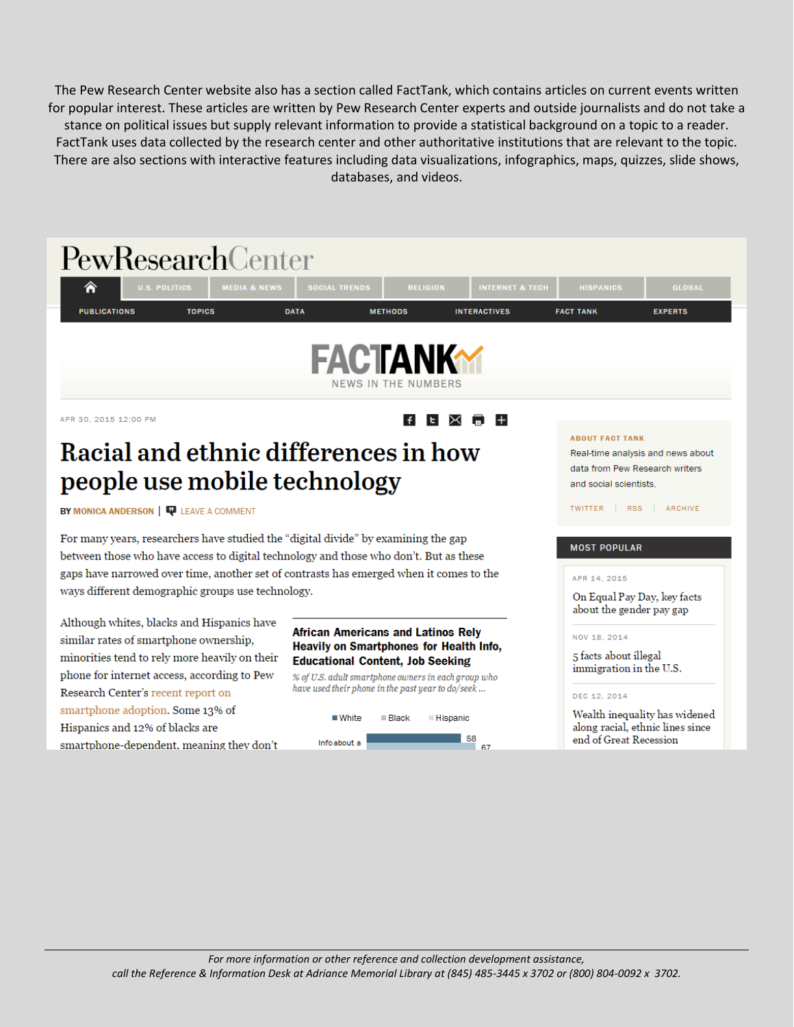The Pew Research Center website also has a section called FactTank, which contains articles on current events written for popular interest. These articles are written by Pew Research Center experts and outside journalists and do not take a stance on political issues but supply relevant information to provide a statistical background on a topic to a reader. FactTank uses data collected by the research center and other authoritative institutions that are relevant to the topic. There are also sections with interactive features including data visualizations, infographics, maps, quizzes, slide shows, databases, and videos.

PewResearchCenter

U.S. POLITICS | MEDIA & NEWS | SOCIAL TRENDS | RELIGION | INTERNET & TECH | HISPANICS | GLOBAL

PUBLICATIONS | TOPICS | DATA | METHODS | INTERACTIVES | FACT TANK | EXPERTS

FACTTANK
NEWS IN THE NUMBERS

APR 30, 2015 12:00 PM

# Racial and ethnic differences in how people use mobile technology

BY MONICA ANDERSON | LEAVE A COMMENT

For many years, researchers have studied the "digital divide" by examining the gap between those who have access to digital technology and those who don't. But as these gaps have narrowed over time, another set of contrasts has emerged when it comes to the ways different demographic groups use technology.

Although whites, blacks and Hispanics have similar rates of smartphone ownership, minorities tend to rely more heavily on their phone for internet access, according to Pew Research Center's recent report on smartphone adoption. Some 13% of Hispanics and 12% of blacks are smartphone-dependent, meaning they don't

**African Americans and Latinos Rely Heavily on Smartphones for Health Info, Educational Content, Job Seeking**

*% of U.S. adult smartphone owners in each group who have used their phone in the past year to do/seek ...*

White
Black
Hispanic

Info about a
58
67

**ABOUT FACT TANK**

Real-time analysis and news about data from Pew Research writers and social scientists.

TWITTER | RSS | ARCHIVE

**MOST POPULAR**

APR 14, 2015
On Equal Pay Day, key facts about the gender pay gap

NOV 18, 2014
5 facts about illegal immigration in the U.S.

DEC 12, 2014
Wealth inequality has widened along racial, ethnic lines since end of Great Recession

*For more information or other reference and collection development assistance, call the Reference & Information Desk at Adriance Memorial Library at (845) 485-3445 x 3702 or (800) 804-0092 x 3702.*